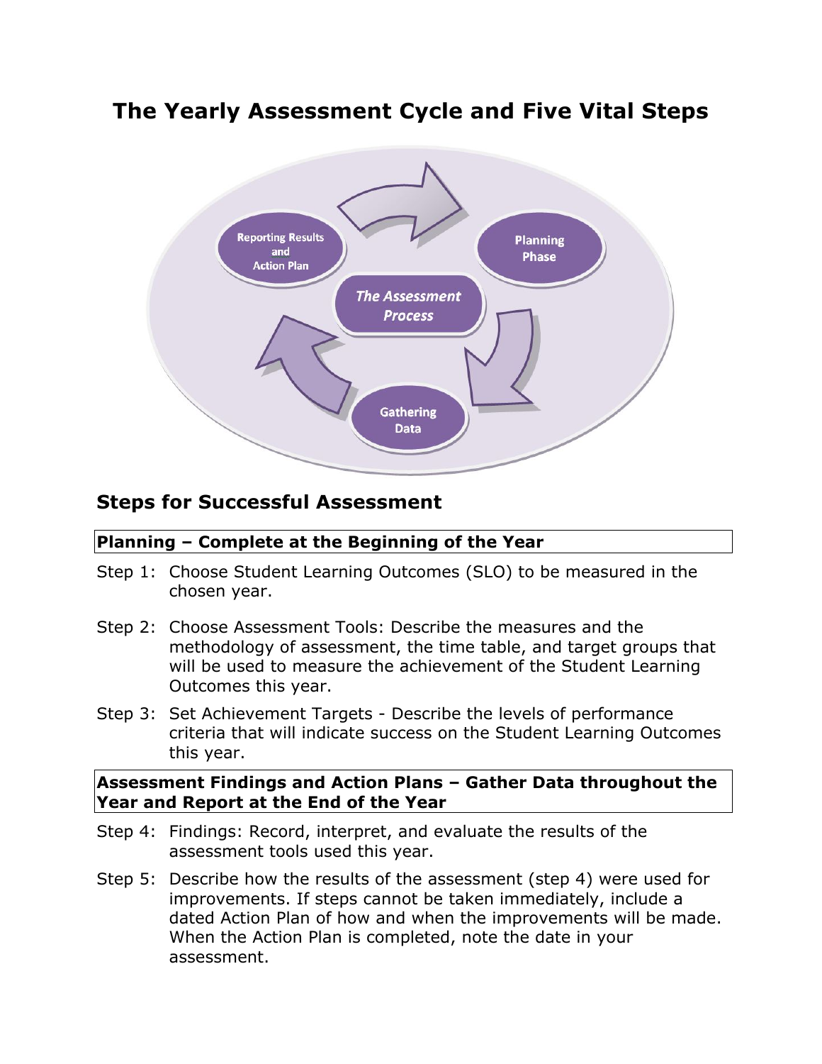# The Yearly Assessment Cycle and Five Vital Steps

## Steps for Successful Assessment

**Planning – Complete at the Beginning of the Year**

Step 1: Choose Student Learning Outcomes (SLO) to be measured in the chosen year.

Step 2: Choose Assessment Tools: Describe the measures and the methodology of assessment, the time table, and target groups that will be used to measure the achievement of the Student Learning Outcomes this year.

Step 3: Set Achievement Targets - Describe the levels of performance criteria that will indicate success on the Student Learning Outcomes this year.

**Assessment Findings and Action Plans – Gather Data throughout the Year and Report at the End of the Year**

Step 4: Findings: Record, interpret, and evaluate the results of the assessment tools used this year.

Step 5: Describe how the results of the assessment (step 4) were used for improvements. If steps cannot be taken immediately, include a dated Action Plan of how and when the improvements will be made. When the Action Plan is completed, note the date in your assessment.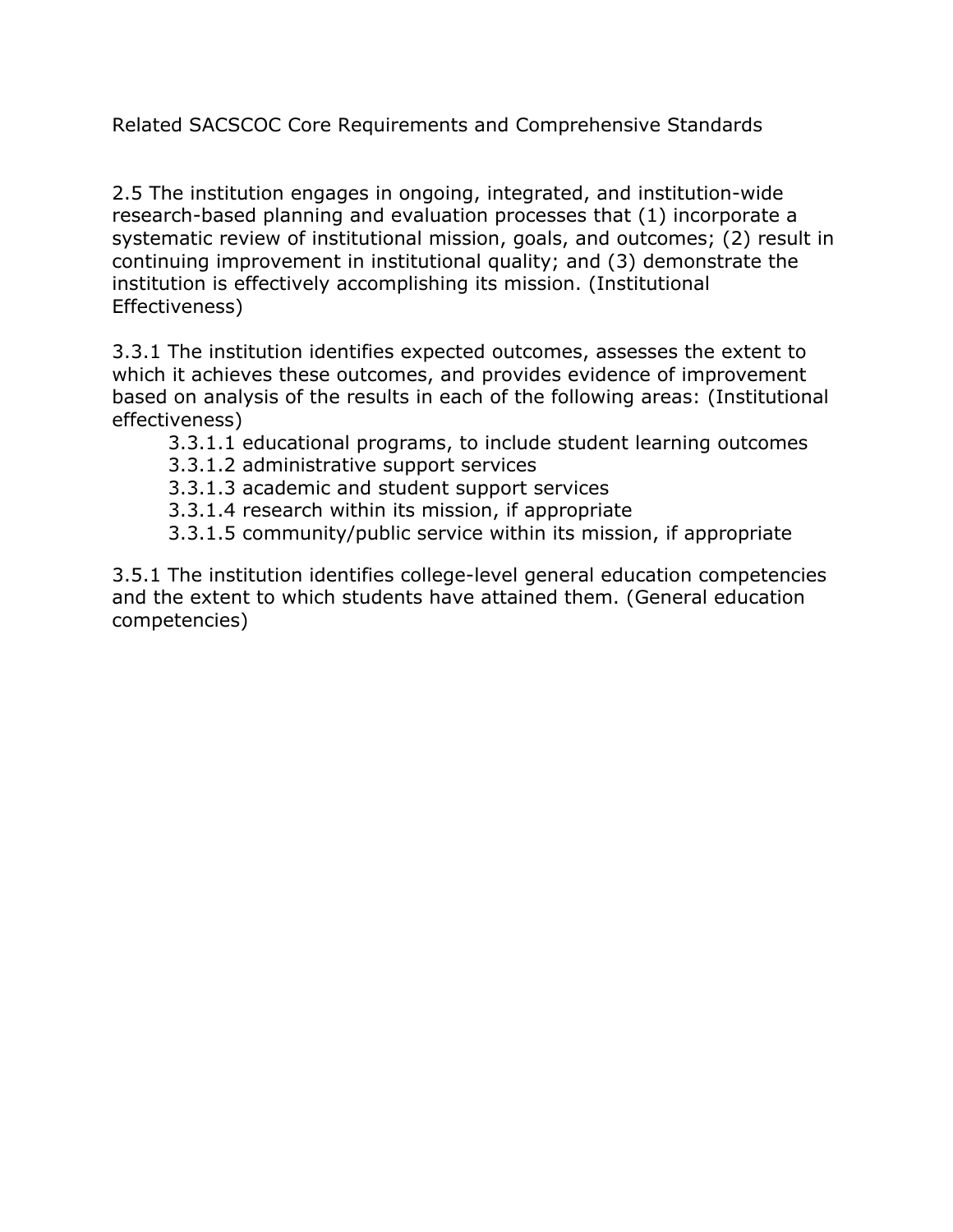Related SACSCOC Core Requirements and Comprehensive Standards

2.5 The institution engages in ongoing, integrated, and institution-wide research-based planning and evaluation processes that (1) incorporate a systematic review of institutional mission, goals, and outcomes; (2) result in continuing improvement in institutional quality; and (3) demonstrate the institution is effectively accomplishing its mission. (Institutional Effectiveness)

3.3.1 The institution identifies expected outcomes, assesses the extent to which it achieves these outcomes, and provides evidence of improvement based on analysis of the results in each of the following areas: (Institutional effectiveness)

- 3.3.1.1 educational programs, to include student learning outcomes
- 3.3.1.2 administrative support services
- 3.3.1.3 academic and student support services
- 3.3.1.4 research within its mission, if appropriate
- 3.3.1.5 community/public service within its mission, if appropriate

3.5.1 The institution identifies college-level general education competencies and the extent to which students have attained them. (General education competencies)